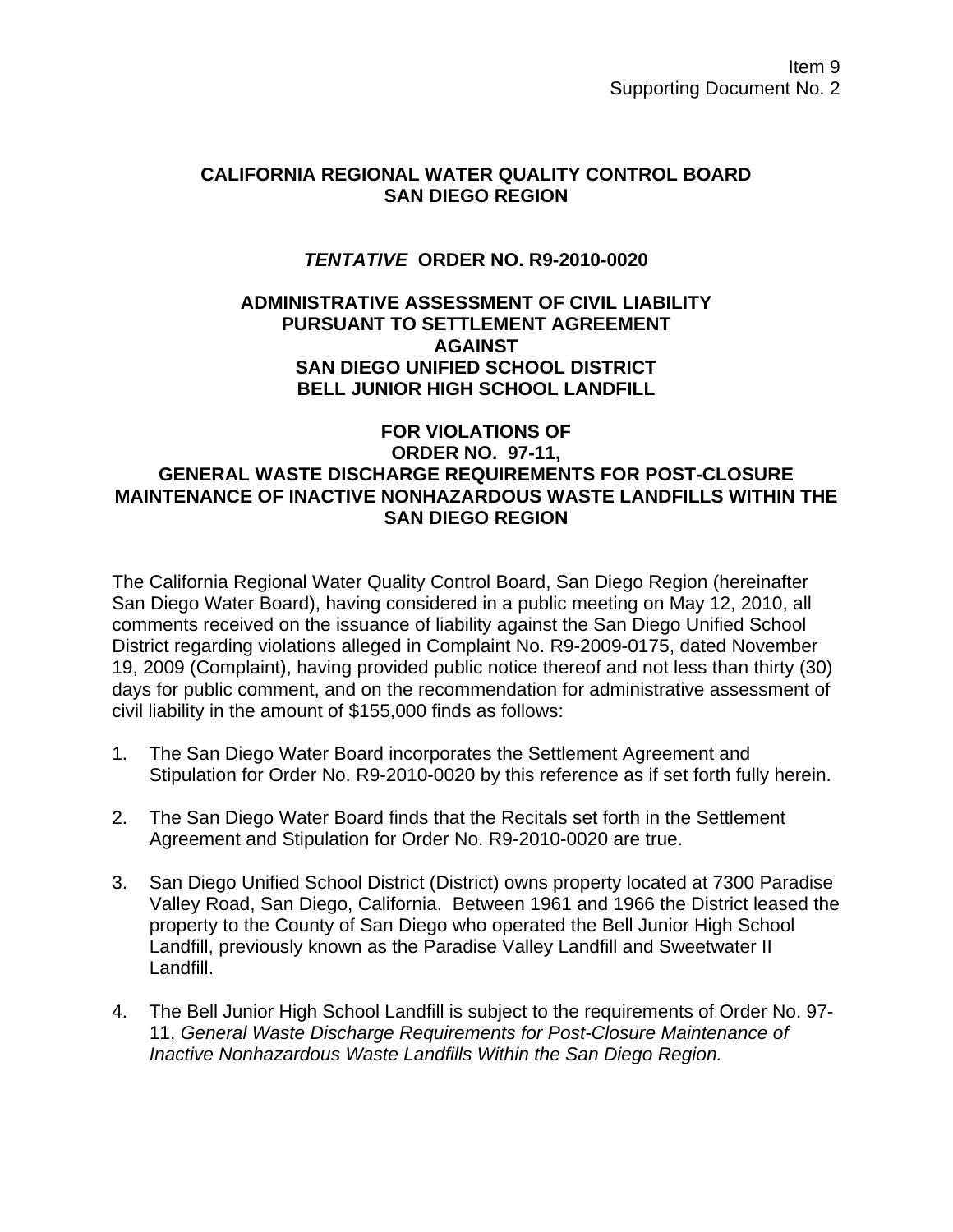Item 9
Supporting Document No. 2

**CALIFORNIA REGIONAL WATER QUALITY CONTROL BOARD**
**SAN DIEGO REGION**

***TENTATIVE*** **ORDER NO. R9-2010-0020**

**ADMINISTRATIVE ASSESSMENT OF CIVIL LIABILITY**
**PURSUANT TO SETTLEMENT AGREEMENT**
**AGAINST**
**SAN DIEGO UNIFIED SCHOOL DISTRICT**
**BELL JUNIOR HIGH SCHOOL LANDFILL**

**FOR VIOLATIONS OF**
**ORDER NO. 97-11,**
**GENERAL WASTE DISCHARGE REQUIREMENTS FOR POST-CLOSURE MAINTENANCE OF INACTIVE NONHAZARDOUS WASTE LANDFILLS WITHIN THE SAN DIEGO REGION**

The California Regional Water Quality Control Board, San Diego Region (hereinafter San Diego Water Board), having considered in a public meeting on May 12, 2010, all comments received on the issuance of liability against the San Diego Unified School District regarding violations alleged in Complaint No. R9-2009-0175, dated November 19, 2009 (Complaint), having provided public notice thereof and not less than thirty (30) days for public comment, and on the recommendation for administrative assessment of civil liability in the amount of $155,000 finds as follows:

1. The San Diego Water Board incorporates the Settlement Agreement and Stipulation for Order No. R9-2010-0020 by this reference as if set forth fully herein.

2. The San Diego Water Board finds that the Recitals set forth in the Settlement Agreement and Stipulation for Order No. R9-2010-0020 are true.

3. San Diego Unified School District (District) owns property located at 7300 Paradise Valley Road, San Diego, California. Between 1961 and 1966 the District leased the property to the County of San Diego who operated the Bell Junior High School Landfill, previously known as the Paradise Valley Landfill and Sweetwater II Landfill.

4. The Bell Junior High School Landfill is subject to the requirements of Order No. 97-11, *General Waste Discharge Requirements for Post-Closure Maintenance of Inactive Nonhazardous Waste Landfills Within the San Diego Region.*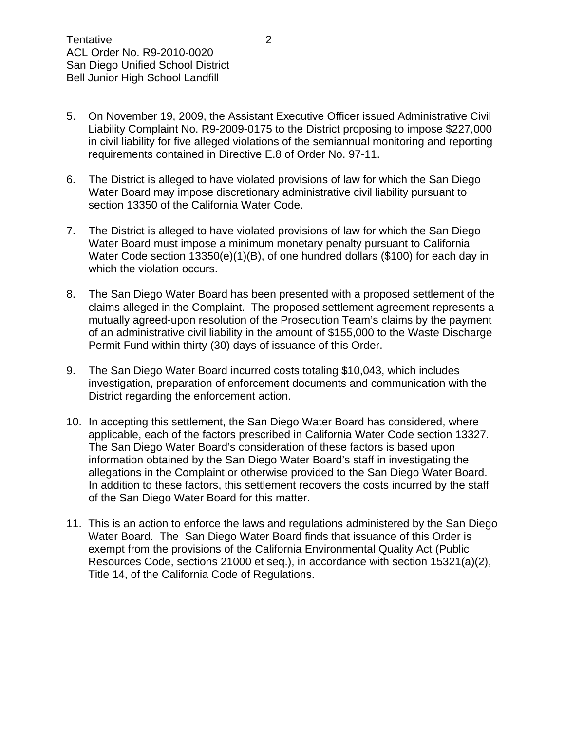5. On November 19, 2009, the Assistant Executive Officer issued Administrative Civil Liability Complaint No. R9-2009-0175 to the District proposing to impose $227,000 in civil liability for five alleged violations of the semiannual monitoring and reporting requirements contained in Directive E.8 of Order No. 97-11.

6. The District is alleged to have violated provisions of law for which the San Diego Water Board may impose discretionary administrative civil liability pursuant to section 13350 of the California Water Code.

7. The District is alleged to have violated provisions of law for which the San Diego Water Board must impose a minimum monetary penalty pursuant to California Water Code section 13350(e)(1)(B), of one hundred dollars ($100) for each day in which the violation occurs.

8. The San Diego Water Board has been presented with a proposed settlement of the claims alleged in the Complaint. The proposed settlement agreement represents a mutually agreed-upon resolution of the Prosecution Team's claims by the payment of an administrative civil liability in the amount of $155,000 to the Waste Discharge Permit Fund within thirty (30) days of issuance of this Order.

9. The San Diego Water Board incurred costs totaling $10,043, which includes investigation, preparation of enforcement documents and communication with the District regarding the enforcement action.

10. In accepting this settlement, the San Diego Water Board has considered, where applicable, each of the factors prescribed in California Water Code section 13327. The San Diego Water Board's consideration of these factors is based upon information obtained by the San Diego Water Board's staff in investigating the allegations in the Complaint or otherwise provided to the San Diego Water Board. In addition to these factors, this settlement recovers the costs incurred by the staff of the San Diego Water Board for this matter.

11. This is an action to enforce the laws and regulations administered by the San Diego Water Board. The San Diego Water Board finds that issuance of this Order is exempt from the provisions of the California Environmental Quality Act (Public Resources Code, sections 21000 et seq.), in accordance with section 15321(a)(2), Title 14, of the California Code of Regulations.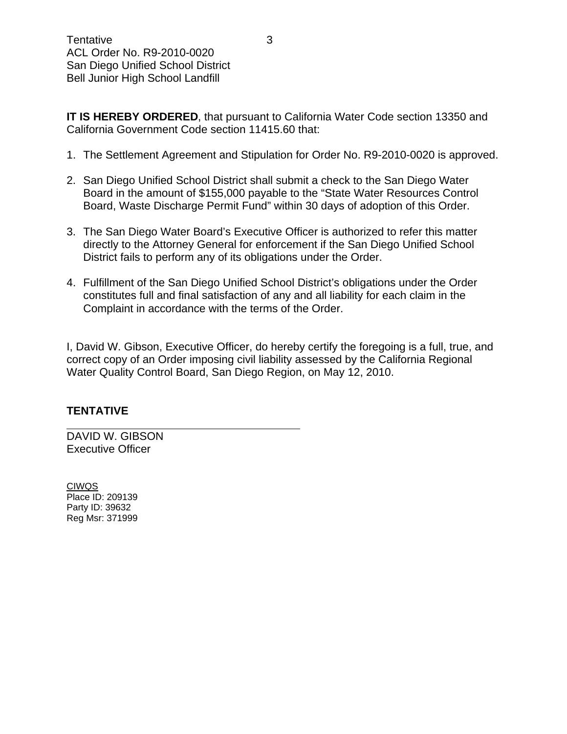**IT IS HEREBY ORDERED**, that pursuant to California Water Code section 13350 and California Government Code section 11415.60 that:

1. The Settlement Agreement and Stipulation for Order No. R9-2010-0020 is approved.

2. San Diego Unified School District shall submit a check to the San Diego Water Board in the amount of $155,000 payable to the "State Water Resources Control Board, Waste Discharge Permit Fund" within 30 days of adoption of this Order.

3. The San Diego Water Board's Executive Officer is authorized to refer this matter directly to the Attorney General for enforcement if the San Diego Unified School District fails to perform any of its obligations under the Order.

4. Fulfillment of the San Diego Unified School District's obligations under the Order constitutes full and final satisfaction of any and all liability for each claim in the Complaint in accordance with the terms of the Order.

I, David W. Gibson, Executive Officer, do hereby certify the foregoing is a full, true, and correct copy of an Order imposing civil liability assessed by the California Regional Water Quality Control Board, San Diego Region, on May 12, 2010.

**TENTATIVE**

\_\_\_\_\_\_\_\_\_\_\_\_\_\_\_\_\_\_\_\_\_\_\_\_\_\_\_\_\_\_\_\_\_\_\_\_

DAVID W. GIBSON
Executive Officer

CIWQS
Place ID: 209139
Party ID: 39632
Reg Msr: 371999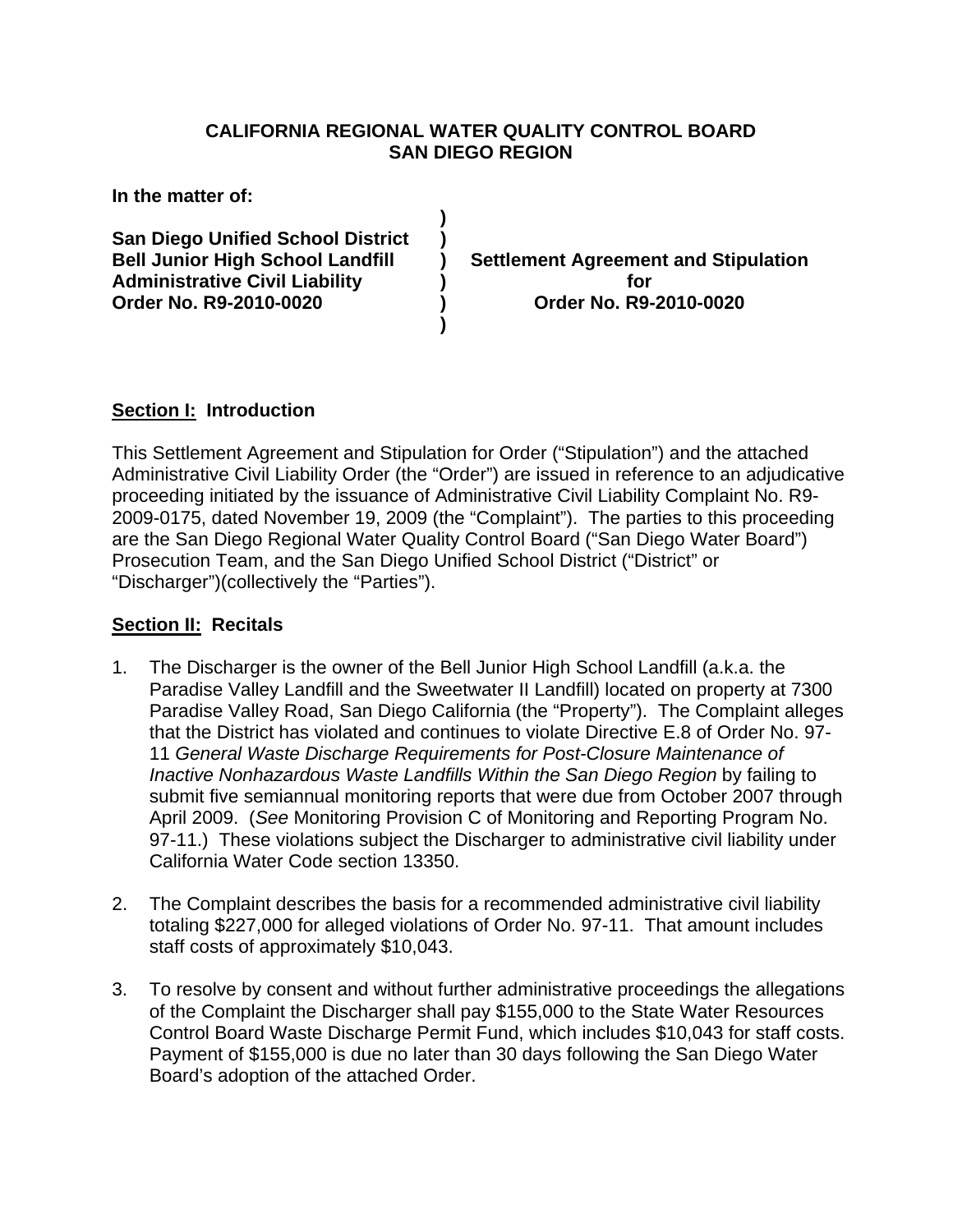**CALIFORNIA REGIONAL WATER QUALITY CONTROL BOARD**
**SAN DIEGO REGION**

**In the matter of:**

| | | |
|---|---|---|
| | **)** | |
| **San Diego Unified School District** | **)** | |
| **Bell Junior High School Landfill** | **)** | **Settlement Agreement and Stipulation** |
| **Administrative Civil Liability** | **)** | **for** |
| **Order No. R9-2010-0020** | **)** | **Order No. R9-2010-0020** |
| | **)** | |

## **Section I:** Introduction

This Settlement Agreement and Stipulation for Order ("Stipulation") and the attached Administrative Civil Liability Order (the "Order") are issued in reference to an adjudicative proceeding initiated by the issuance of Administrative Civil Liability Complaint No. R9-2009-0175, dated November 19, 2009 (the "Complaint"). The parties to this proceeding are the San Diego Regional Water Quality Control Board ("San Diego Water Board") Prosecution Team, and the San Diego Unified School District ("District" or "Discharger")(collectively the "Parties").

## **Section II:** Recitals

1. The Discharger is the owner of the Bell Junior High School Landfill (a.k.a. the Paradise Valley Landfill and the Sweetwater II Landfill) located on property at 7300 Paradise Valley Road, San Diego California (the "Property"). The Complaint alleges that the District has violated and continues to violate Directive E.8 of Order No. 97-11 *General Waste Discharge Requirements for Post-Closure Maintenance of Inactive Nonhazardous Waste Landfills Within the San Diego Region* by failing to submit five semiannual monitoring reports that were due from October 2007 through April 2009. (*See* Monitoring Provision C of Monitoring and Reporting Program No. 97-11.) These violations subject the Discharger to administrative civil liability under California Water Code section 13350.

2. The Complaint describes the basis for a recommended administrative civil liability totaling $227,000 for alleged violations of Order No. 97-11. That amount includes staff costs of approximately $10,043.

3. To resolve by consent and without further administrative proceedings the allegations of the Complaint the Discharger shall pay $155,000 to the State Water Resources Control Board Waste Discharge Permit Fund, which includes $10,043 for staff costs. Payment of $155,000 is due no later than 30 days following the San Diego Water Board's adoption of the attached Order.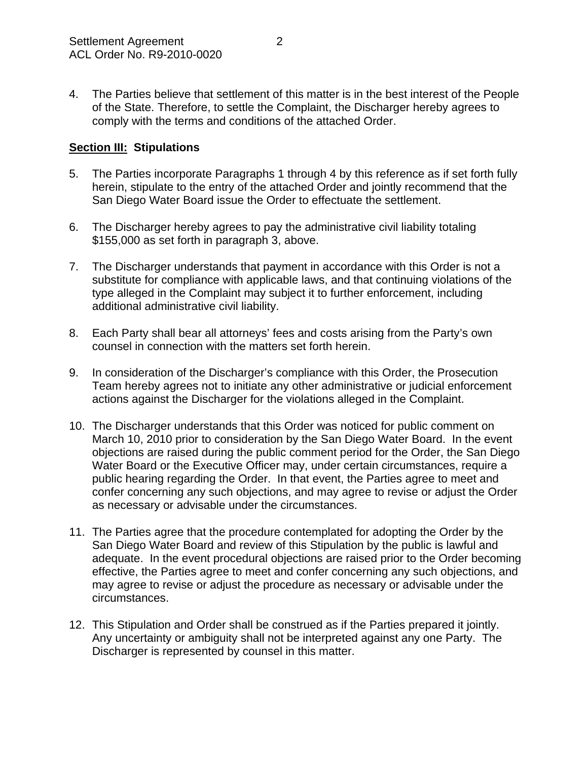4. The Parties believe that settlement of this matter is in the best interest of the People of the State. Therefore, to settle the Complaint, the Discharger hereby agrees to comply with the terms and conditions of the attached Order.

**<u>Section III:</u> Stipulations**

5. The Parties incorporate Paragraphs 1 through 4 by this reference as if set forth fully herein, stipulate to the entry of the attached Order and jointly recommend that the San Diego Water Board issue the Order to effectuate the settlement.

6. The Discharger hereby agrees to pay the administrative civil liability totaling $155,000 as set forth in paragraph 3, above.

7. The Discharger understands that payment in accordance with this Order is not a substitute for compliance with applicable laws, and that continuing violations of the type alleged in the Complaint may subject it to further enforcement, including additional administrative civil liability.

8. Each Party shall bear all attorneys' fees and costs arising from the Party's own counsel in connection with the matters set forth herein.

9. In consideration of the Discharger's compliance with this Order, the Prosecution Team hereby agrees not to initiate any other administrative or judicial enforcement actions against the Discharger for the violations alleged in the Complaint.

10. The Discharger understands that this Order was noticed for public comment on March 10, 2010 prior to consideration by the San Diego Water Board. In the event objections are raised during the public comment period for the Order, the San Diego Water Board or the Executive Officer may, under certain circumstances, require a public hearing regarding the Order. In that event, the Parties agree to meet and confer concerning any such objections, and may agree to revise or adjust the Order as necessary or advisable under the circumstances.

11. The Parties agree that the procedure contemplated for adopting the Order by the San Diego Water Board and review of this Stipulation by the public is lawful and adequate. In the event procedural objections are raised prior to the Order becoming effective, the Parties agree to meet and confer concerning any such objections, and may agree to revise or adjust the procedure as necessary or advisable under the circumstances.

12. This Stipulation and Order shall be construed as if the Parties prepared it jointly. Any uncertainty or ambiguity shall not be interpreted against any one Party. The Discharger is represented by counsel in this matter.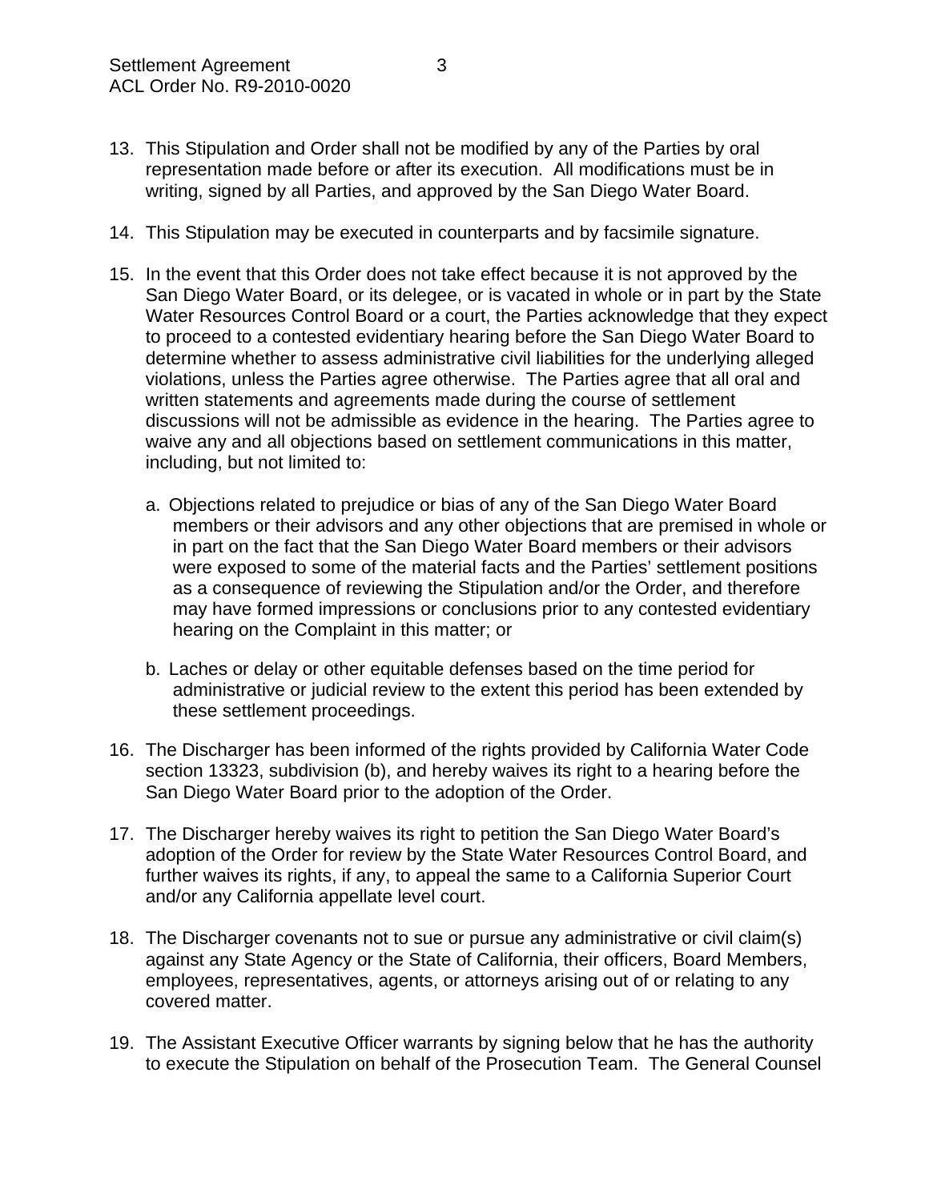13. This Stipulation and Order shall not be modified by any of the Parties by oral representation made before or after its execution. All modifications must be in writing, signed by all Parties, and approved by the San Diego Water Board.

14. This Stipulation may be executed in counterparts and by facsimile signature.

15. In the event that this Order does not take effect because it is not approved by the San Diego Water Board, or its delegee, or is vacated in whole or in part by the State Water Resources Control Board or a court, the Parties acknowledge that they expect to proceed to a contested evidentiary hearing before the San Diego Water Board to determine whether to assess administrative civil liabilities for the underlying alleged violations, unless the Parties agree otherwise. The Parties agree that all oral and written statements and agreements made during the course of settlement discussions will not be admissible as evidence in the hearing. The Parties agree to waive any and all objections based on settlement communications in this matter, including, but not limited to:

    a. Objections related to prejudice or bias of any of the San Diego Water Board members or their advisors and any other objections that are premised in whole or in part on the fact that the San Diego Water Board members or their advisors were exposed to some of the material facts and the Parties' settlement positions as a consequence of reviewing the Stipulation and/or the Order, and therefore may have formed impressions or conclusions prior to any contested evidentiary hearing on the Complaint in this matter; or

    b. Laches or delay or other equitable defenses based on the time period for administrative or judicial review to the extent this period has been extended by these settlement proceedings.

16. The Discharger has been informed of the rights provided by California Water Code section 13323, subdivision (b), and hereby waives its right to a hearing before the San Diego Water Board prior to the adoption of the Order.

17. The Discharger hereby waives its right to petition the San Diego Water Board's adoption of the Order for review by the State Water Resources Control Board, and further waives its rights, if any, to appeal the same to a California Superior Court and/or any California appellate level court.

18. The Discharger covenants not to sue or pursue any administrative or civil claim(s) against any State Agency or the State of California, their officers, Board Members, employees, representatives, agents, or attorneys arising out of or relating to any covered matter.

19. The Assistant Executive Officer warrants by signing below that he has the authority to execute the Stipulation on behalf of the Prosecution Team. The General Counsel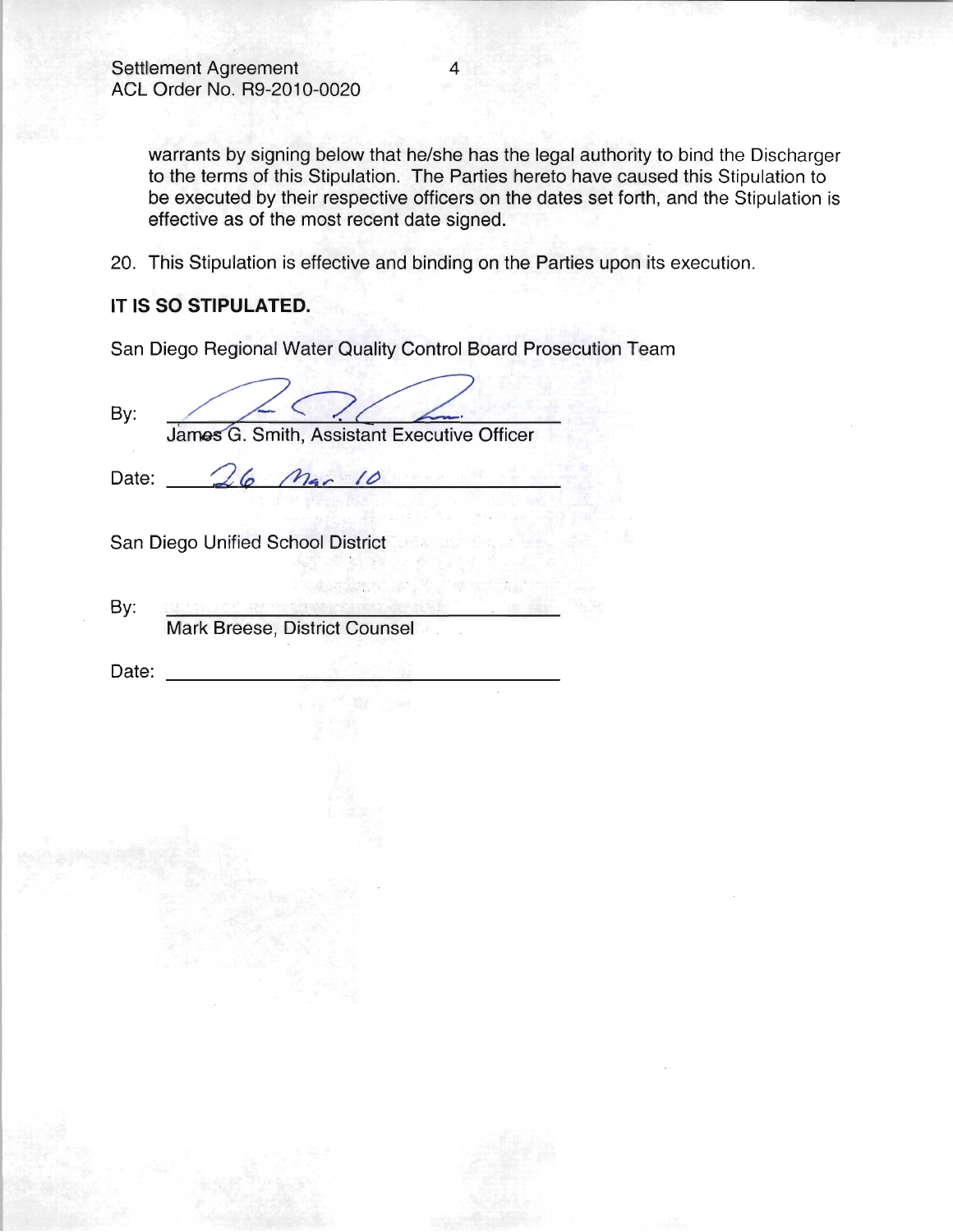warrants by signing below that he/she has the legal authority to bind the Discharger to the terms of this Stipulation. The Parties hereto have caused this Stipulation to be executed by their respective officers on the dates set forth, and the Stipulation is effective as of the most recent date signed.

20. This Stipulation is effective and binding on the Parties upon its execution.

**IT IS SO STIPULATED.**

San Diego Regional Water Quality Control Board Prosecution Team

By: ______________________________
James G. Smith, Assistant Executive Officer

Date: 26 Mar 10

San Diego Unified School District

By: ______________________________
Mark Breese, District Counsel

Date: ______________________________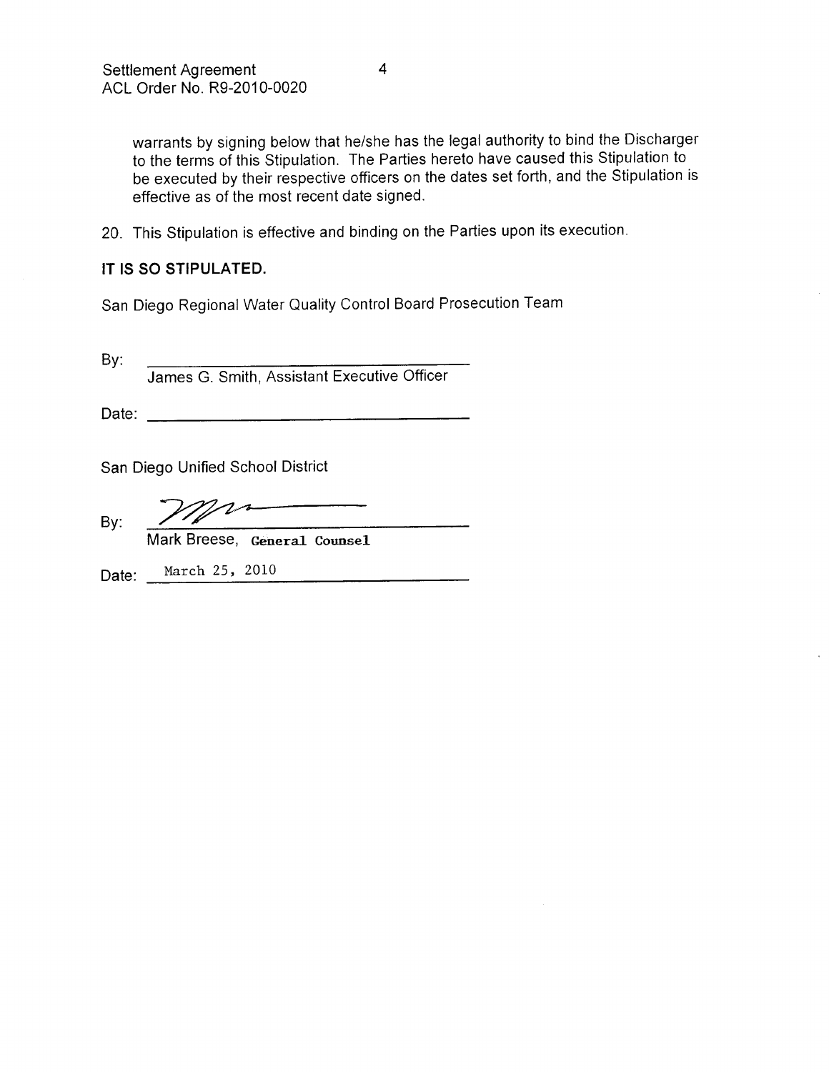warrants by signing below that he/she has the legal authority to bind the Discharger to the terms of this Stipulation. The Parties hereto have caused this Stipulation to be executed by their respective officers on the dates set forth, and the Stipulation is effective as of the most recent date signed.

20. This Stipulation is effective and binding on the Parties upon its execution.

**IT IS SO STIPULATED.**

San Diego Regional Water Quality Control Board Prosecution Team

By: ______________________________
James G. Smith, Assistant Executive Officer

Date: ______________________________

San Diego Unified School District

By: ______________________________
Mark Breese, General Counsel

Date: March 25, 2010